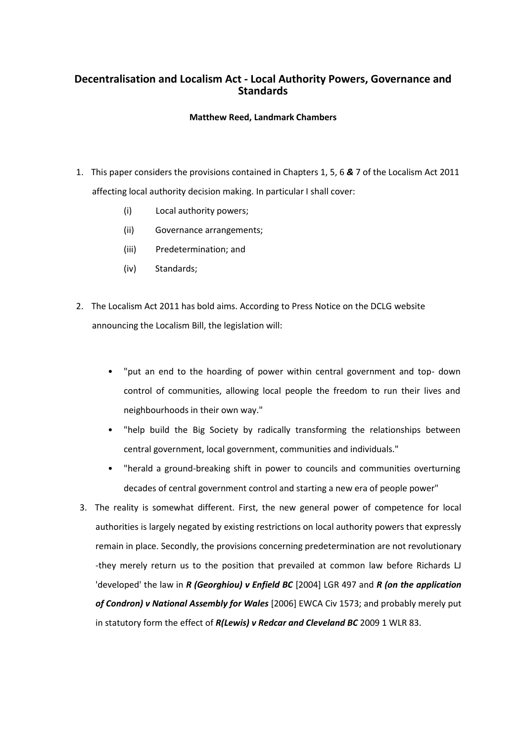# Decentralisation and Localism Act - Local Authority Powers, Governance and Standards

**Matthew Reed, Landmark Chambers**

1. This paper considers the provisions contained in Chapters 1, 5, 6 *&* 7 of the Localism Act 2011 affecting local authority decision making. In particular I shall cover:

   (i) Local authority powers;

   (ii) Governance arrangements;

   (iii) Predetermination; and

   (iv) Standards;

2. The Localism Act 2011 has bold aims. According to Press Notice on the DCLG website announcing the Localism Bill, the legislation will:

   - "put an end to the hoarding of power within central government and top- down control of communities, allowing local people the freedom to run their lives and neighbourhoods in their own way."
   - "help build the Big Society by radically transforming the relationships between central government, local government, communities and individuals."
   - "herald a ground-breaking shift in power to councils and communities overturning decades of central government control and starting a new era of people power"

3. The reality is somewhat different. First, the new general power of competence for local authorities is largely negated by existing restrictions on local authority powers that expressly remain in place. Secondly, the provisions concerning predetermination are not revolutionary -they merely return us to the position that prevailed at common law before Richards LJ 'developed' the law in ***R (Georghiou) v Enfield BC*** [2004] LGR 497 and ***R (on the application of Condron) v National Assembly for Wales*** [2006] EWCA Civ 1573; and probably merely put in statutory form the effect of ***R(Lewis) v Redcar and Cleveland BC*** 2009 1 WLR 83.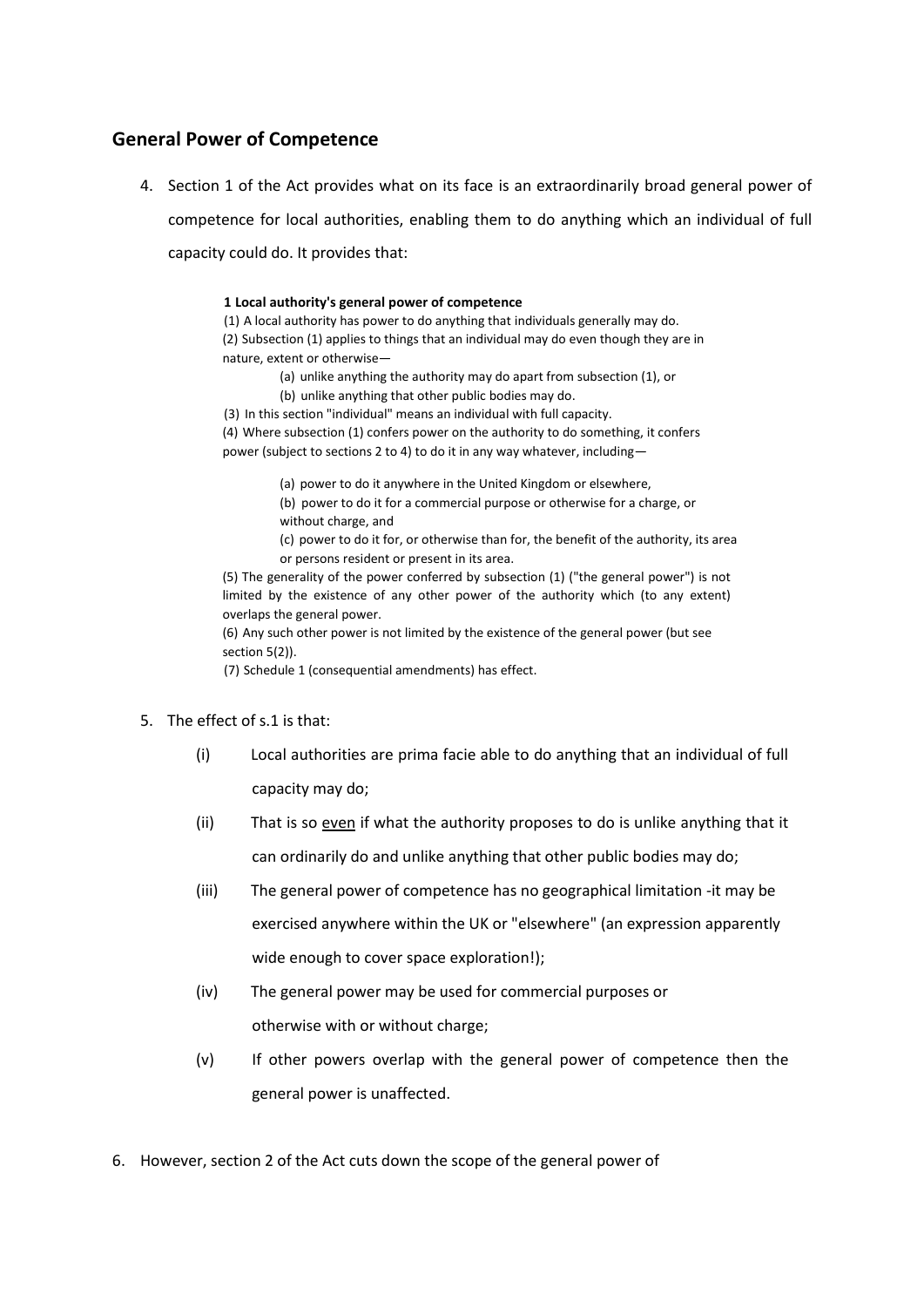## General Power of Competence

4. Section 1 of the Act provides what on its face is an extraordinarily broad general power of competence for local authorities, enabling them to do anything which an individual of full capacity could do. It provides that:

> **1 Local authority's general power of competence**
>
> (1) A local authority has power to do anything that individuals generally may do.
>
> (2) Subsection (1) applies to things that an individual may do even though they are in nature, extent or otherwise—
>
> (a) unlike anything the authority may do apart from subsection (1), or
>
> (b) unlike anything that other public bodies may do.
>
> (3) In this section "individual" means an individual with full capacity.
>
> (4) Where subsection (1) confers power on the authority to do something, it confers power (subject to sections 2 to 4) to do it in any way whatever, including—
>
> (a) power to do it anywhere in the United Kingdom or elsewhere,
>
> (b) power to do it for a commercial purpose or otherwise for a charge, or without charge, and
>
> (c) power to do it for, or otherwise than for, the benefit of the authority, its area or persons resident or present in its area.
>
> (5) The generality of the power conferred by subsection (1) ("the general power") is not limited by the existence of any other power of the authority which (to any extent) overlaps the general power.
>
> (6) Any such other power is not limited by the existence of the general power (but see section 5(2)).
>
> (7) Schedule 1 (consequential amendments) has effect.

5. The effect of s.1 is that:

   (i) Local authorities are prima facie able to do anything that an individual of full capacity may do;

   (ii) That is so <u>even</u> if what the authority proposes to do is unlike anything that it can ordinarily do and unlike anything that other public bodies may do;

   (iii) The general power of competence has no geographical limitation -it may be exercised anywhere within the UK or "elsewhere" (an expression apparently wide enough to cover space exploration!);

   (iv) The general power may be used for commercial purposes or otherwise with or without charge;

   (v) If other powers overlap with the general power of competence then the general power is unaffected.

6. However, section 2 of the Act cuts down the scope of the general power of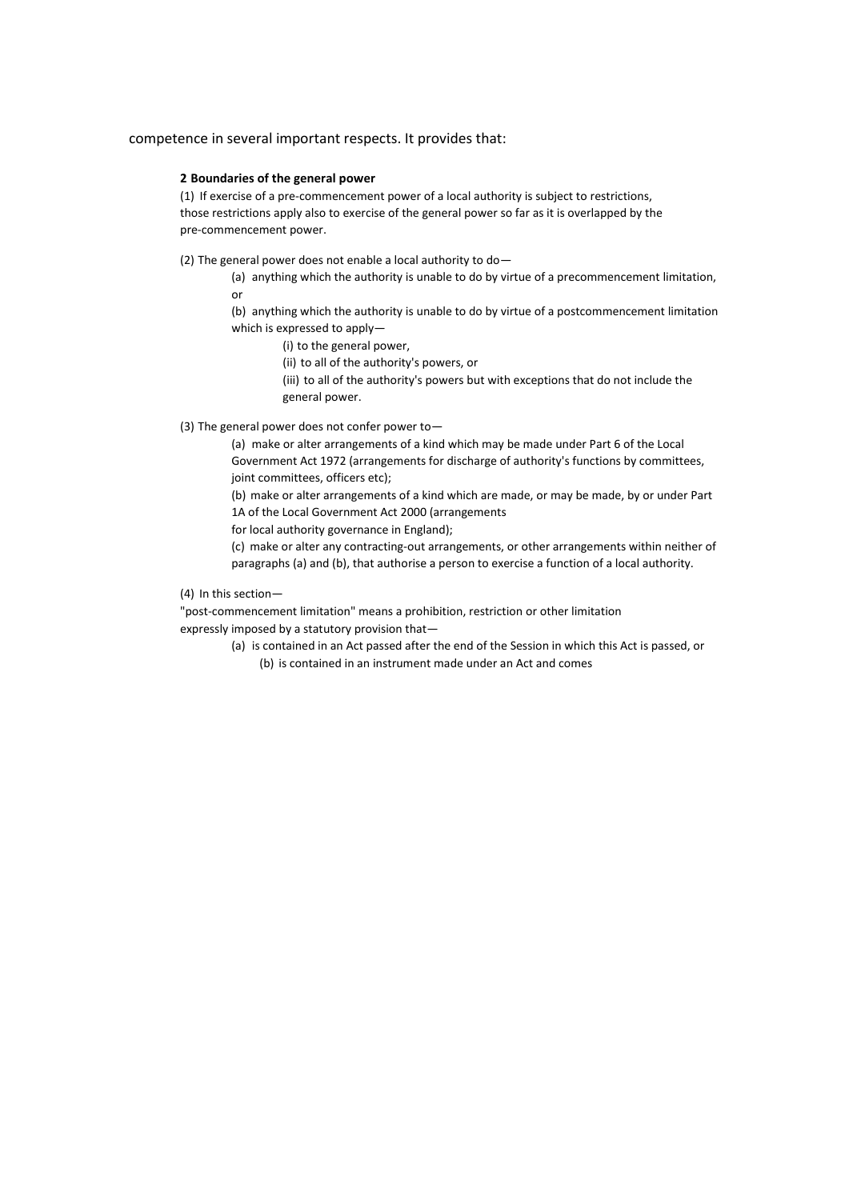competence in several important respects. It provides that:

**2 Boundaries of the general power**

(1) If exercise of a pre-commencement power of a local authority is subject to restrictions, those restrictions apply also to exercise of the general power so far as it is overlapped by the pre-commencement power.

(2) The general power does not enable a local authority to do—

> (a) anything which the authority is unable to do by virtue of a precommencement limitation, or
>
> (b) anything which the authority is unable to do by virtue of a postcommencement limitation which is expressed to apply—
>
> > (i) to the general power,
> >
> > (ii) to all of the authority's powers, or
> >
> > (iii) to all of the authority's powers but with exceptions that do not include the general power.

(3) The general power does not confer power to—

> (a) make or alter arrangements of a kind which may be made under Part 6 of the Local Government Act 1972 (arrangements for discharge of authority's functions by committees, joint committees, officers etc);
>
> (b) make or alter arrangements of a kind which are made, or may be made, by or under Part 1A of the Local Government Act 2000 (arrangements for local authority governance in England);
>
> (c) make or alter any contracting-out arrangements, or other arrangements within neither of paragraphs (a) and (b), that authorise a person to exercise a function of a local authority.

(4) In this section—

"post-commencement limitation" means a prohibition, restriction or other limitation expressly imposed by a statutory provision that—

> (a) is contained in an Act passed after the end of the Session in which this Act is passed, or
>
> (b) is contained in an instrument made under an Act and comes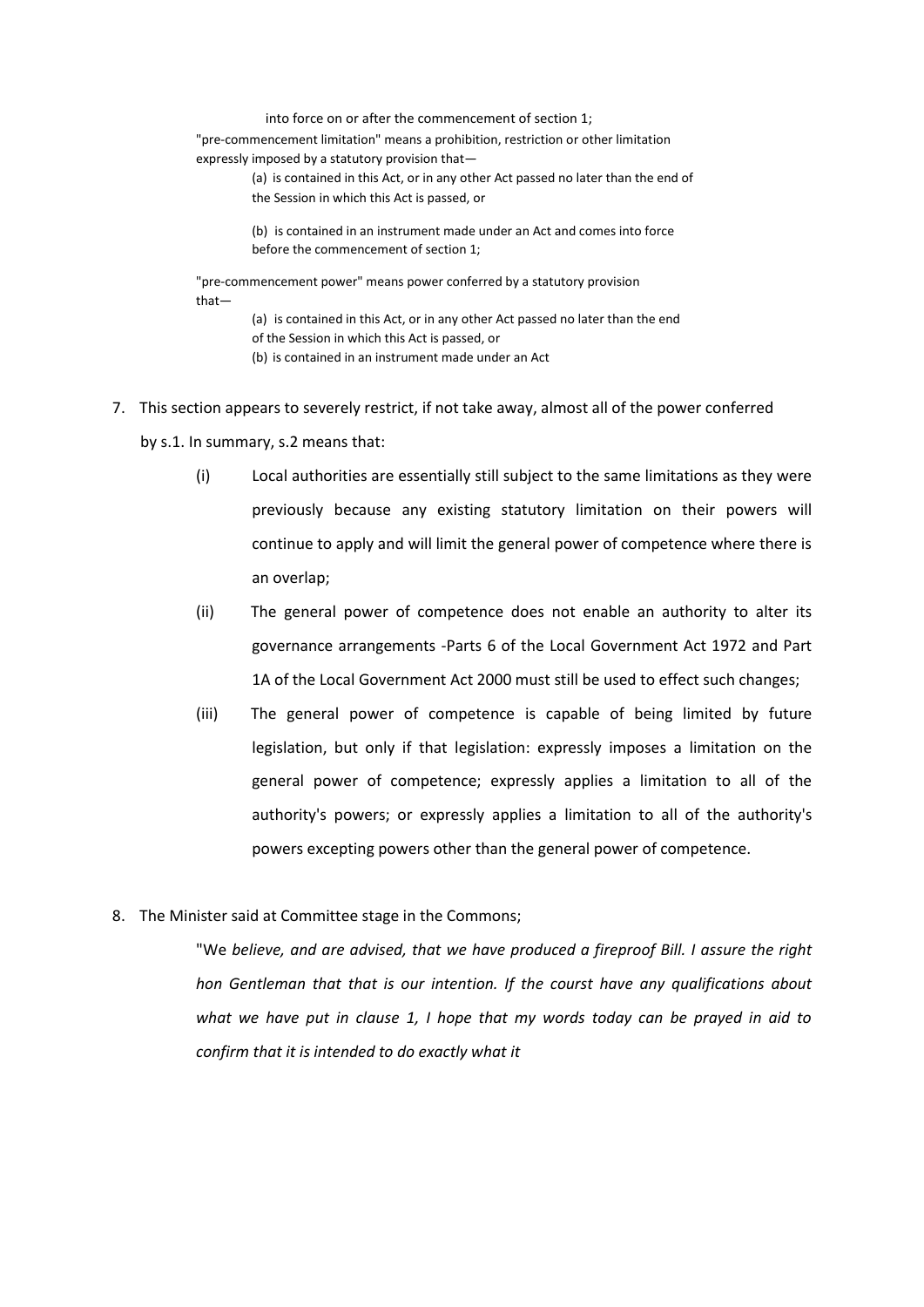into force on or after the commencement of section 1;

"pre-commencement limitation" means a prohibition, restriction or other limitation expressly imposed by a statutory provision that—

(a) is contained in this Act, or in any other Act passed no later than the end of the Session in which this Act is passed, or

(b) is contained in an instrument made under an Act and comes into force before the commencement of section 1;

"pre-commencement power" means power conferred by a statutory provision that—

(a) is contained in this Act, or in any other Act passed no later than the end of the Session in which this Act is passed, or

(b) is contained in an instrument made under an Act

7. This section appears to severely restrict, if not take away, almost all of the power conferred by s.1. In summary, s.2 means that:

   (i) Local authorities are essentially still subject to the same limitations as they were previously because any existing statutory limitation on their powers will continue to apply and will limit the general power of competence where there is an overlap;

   (ii) The general power of competence does not enable an authority to alter its governance arrangements -Parts 6 of the Local Government Act 1972 and Part 1A of the Local Government Act 2000 must still be used to effect such changes;

   (iii) The general power of competence is capable of being limited by future legislation, but only if that legislation: expressly imposes a limitation on the general power of competence; expressly applies a limitation to all of the authority's powers; or expressly applies a limitation to all of the authority's powers excepting powers other than the general power of competence.

8. The Minister said at Committee stage in the Commons;

   "We *believe, and are advised, that we have produced a fireproof Bill. I assure the right hon Gentleman that that is our intention. If the courst have any qualifications about what we have put in clause 1, I hope that my words today can be prayed in aid to confirm that it is intended to do exactly what it*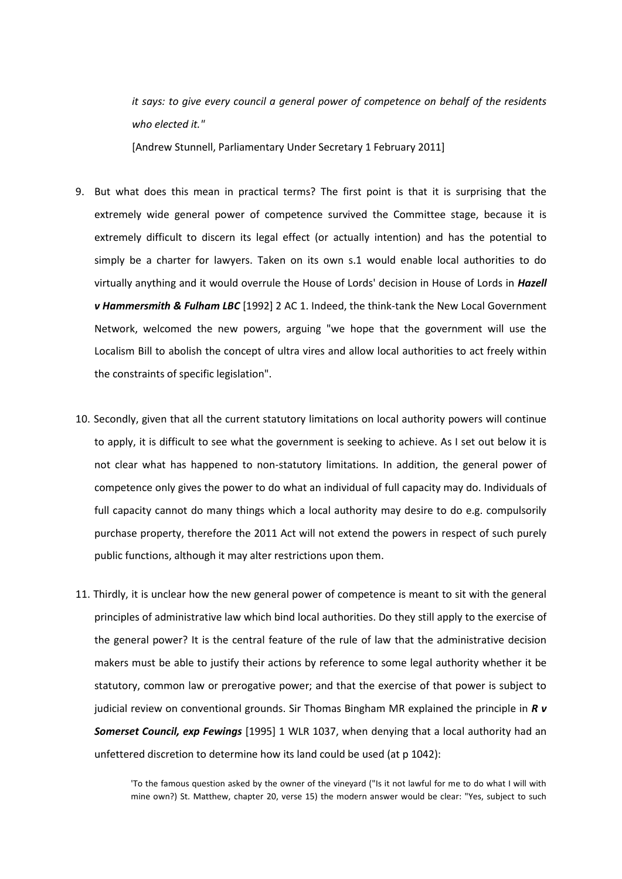*it says: to give every council a general power of competence on behalf of the residents who elected it."*

[Andrew Stunnell, Parliamentary Under Secretary 1 February 2011]

9. But what does this mean in practical terms? The first point is that it is surprising that the extremely wide general power of competence survived the Committee stage, because it is extremely difficult to discern its legal effect (or actually intention) and has the potential to simply be a charter for lawyers. Taken on its own s.1 would enable local authorities to do virtually anything and it would overrule the House of Lords' decision in House of Lords in ***Hazell v Hammersmith & Fulham LBC*** [1992] 2 AC 1. Indeed, the think-tank the New Local Government Network, welcomed the new powers, arguing "we hope that the government will use the Localism Bill to abolish the concept of ultra vires and allow local authorities to act freely within the constraints of specific legislation".

10. Secondly, given that all the current statutory limitations on local authority powers will continue to apply, it is difficult to see what the government is seeking to achieve. As I set out below it is not clear what has happened to non-statutory limitations. In addition, the general power of competence only gives the power to do what an individual of full capacity may do. Individuals of full capacity cannot do many things which a local authority may desire to do e.g. compulsorily purchase property, therefore the 2011 Act will not extend the powers in respect of such purely public functions, although it may alter restrictions upon them.

11. Thirdly, it is unclear how the new general power of competence is meant to sit with the general principles of administrative law which bind local authorities. Do they still apply to the exercise of the general power? It is the central feature of the rule of law that the administrative decision makers must be able to justify their actions by reference to some legal authority whether it be statutory, common law or prerogative power; and that the exercise of that power is subject to judicial review on conventional grounds. Sir Thomas Bingham MR explained the principle in ***R v Somerset Council, exp Fewings*** [1995] 1 WLR 1037, when denying that a local authority had an unfettered discretion to determine how its land could be used (at p 1042):

> 'To the famous question asked by the owner of the vineyard ("Is it not lawful for me to do what I will with mine own?) St. Matthew, chapter 20, verse 15) the modern answer would be clear: "Yes, subject to such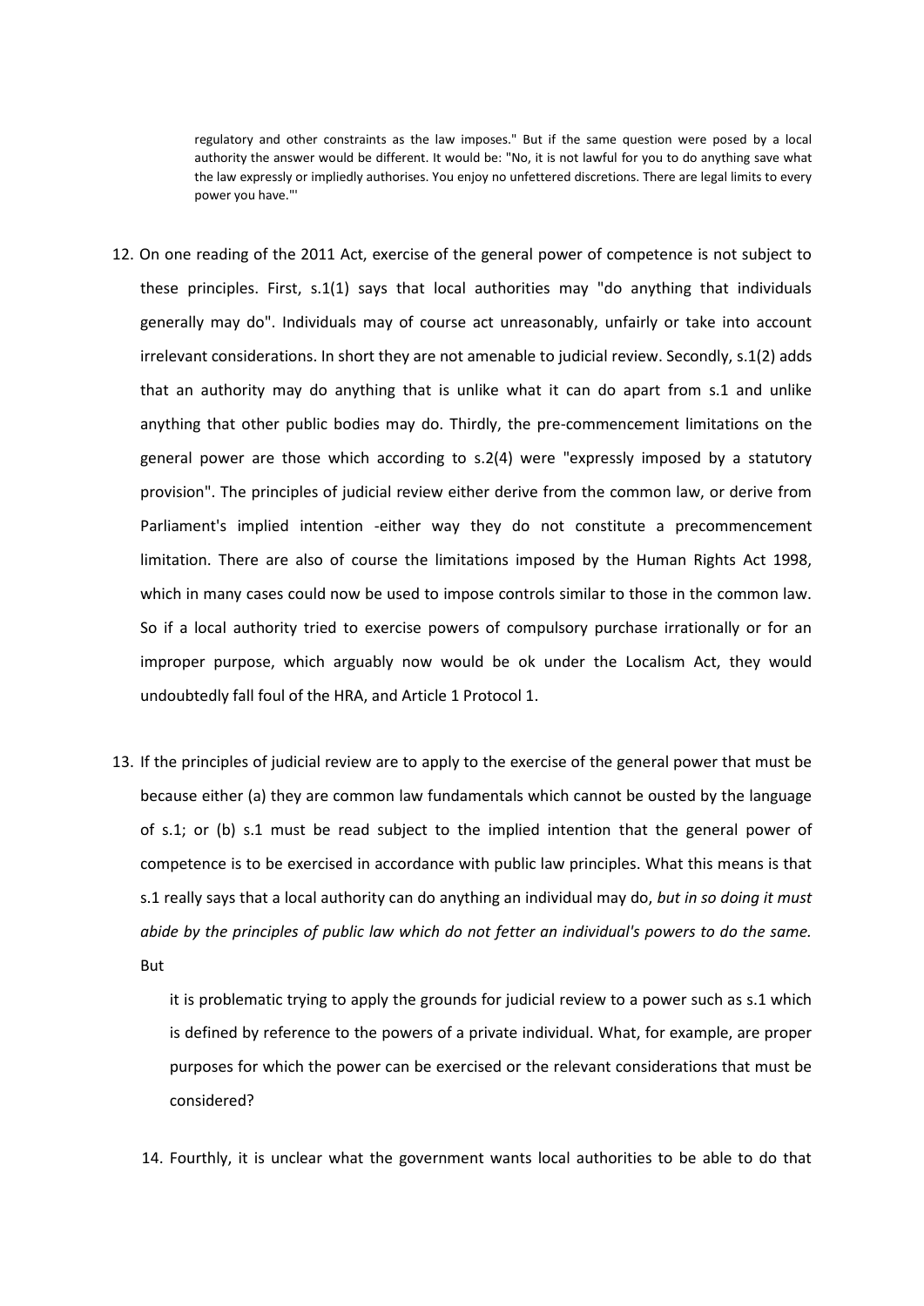> regulatory and other constraints as the law imposes." But if the same question were posed by a local authority the answer would be different. It would be: "No, it is not lawful for you to do anything save what the law expressly or impliedly authorises. You enjoy no unfettered discretions. There are legal limits to every power you have."'

12. On one reading of the 2011 Act, exercise of the general power of competence is not subject to these principles. First, s.1(1) says that local authorities may "do anything that individuals generally may do". Individuals may of course act unreasonably, unfairly or take into account irrelevant considerations. In short they are not amenable to judicial review. Secondly, s.1(2) adds that an authority may do anything that is unlike what it can do apart from s.1 and unlike anything that other public bodies may do. Thirdly, the pre-commencement limitations on the general power are those which according to s.2(4) were "expressly imposed by a statutory provision". The principles of judicial review either derive from the common law, or derive from Parliament's implied intention -either way they do not constitute a precommencement limitation. There are also of course the limitations imposed by the Human Rights Act 1998, which in many cases could now be used to impose controls similar to those in the common law. So if a local authority tried to exercise powers of compulsory purchase irrationally or for an improper purpose, which arguably now would be ok under the Localism Act, they would undoubtedly fall foul of the HRA, and Article 1 Protocol 1.

13. If the principles of judicial review are to apply to the exercise of the general power that must be because either (a) they are common law fundamentals which cannot be ousted by the language of s.1; or (b) s.1 must be read subject to the implied intention that the general power of competence is to be exercised in accordance with public law principles. What this means is that s.1 really says that a local authority can do anything an individual may do, *but in so doing it must abide by the principles of public law which do not fetter an individual's powers to do the same.* But

    it is problematic trying to apply the grounds for judicial review to a power such as s.1 which is defined by reference to the powers of a private individual. What, for example, are proper purposes for which the power can be exercised or the relevant considerations that must be considered?

14. Fourthly, it is unclear what the government wants local authorities to be able to do that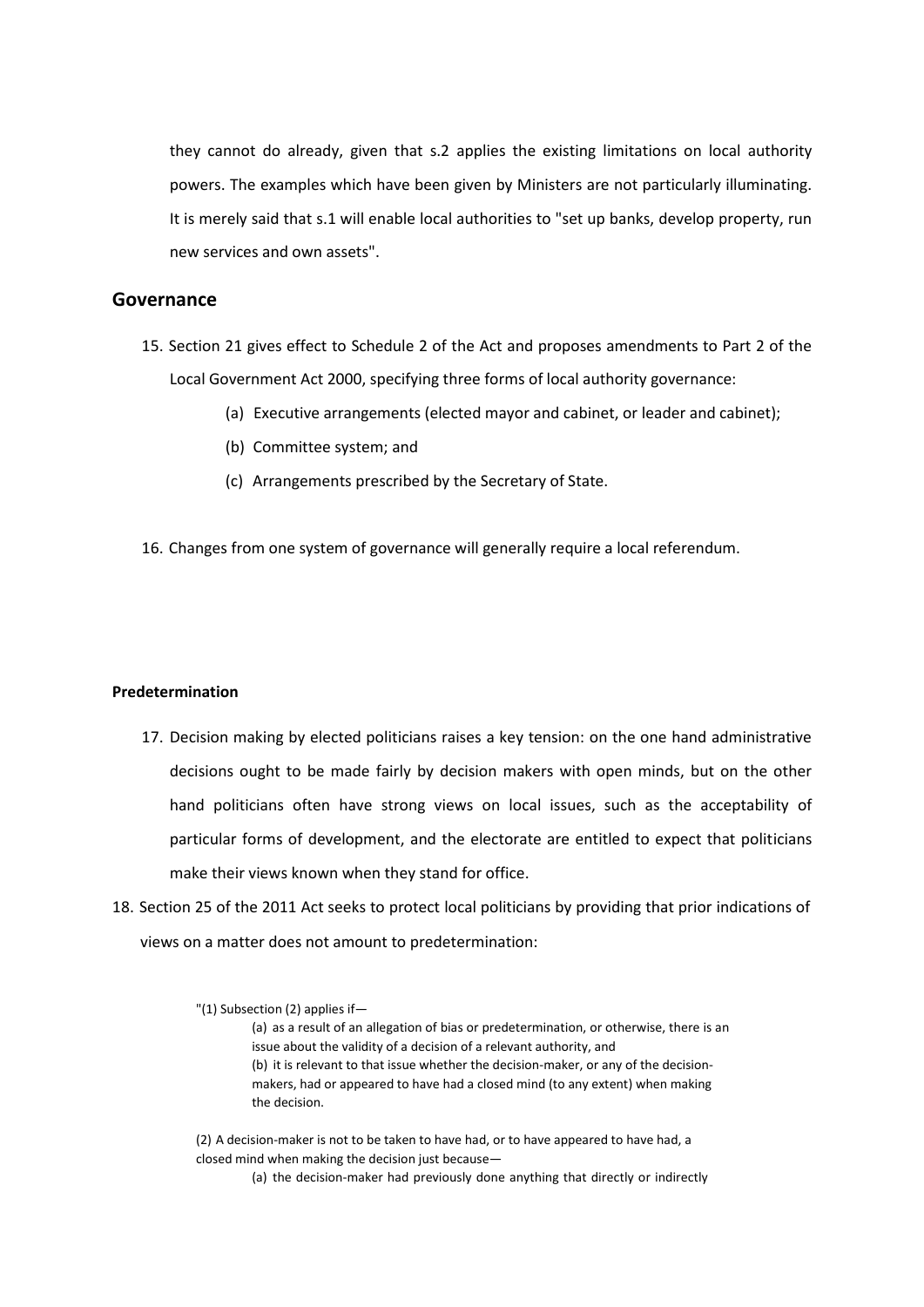they cannot do already, given that s.2 applies the existing limitations on local authority powers. The examples which have been given by Ministers are not particularly illuminating. It is merely said that s.1 will enable local authorities to "set up banks, develop property, run new services and own assets".

## Governance

15. Section 21 gives effect to Schedule 2 of the Act and proposes amendments to Part 2 of the Local Government Act 2000, specifying three forms of local authority governance:

    (a) Executive arrangements (elected mayor and cabinet, or leader and cabinet);

    (b) Committee system; and

    (c) Arrangements prescribed by the Secretary of State.

16. Changes from one system of governance will generally require a local referendum.

#### Predetermination

17. Decision making by elected politicians raises a key tension: on the one hand administrative decisions ought to be made fairly by decision makers with open minds, but on the other hand politicians often have strong views on local issues, such as the acceptability of particular forms of development, and the electorate are entitled to expect that politicians make their views known when they stand for office.

18. Section 25 of the 2011 Act seeks to protect local politicians by providing that prior indications of views on a matter does not amount to predetermination:

> "(1) Subsection (2) applies if—
>
> (a) as a result of an allegation of bias or predetermination, or otherwise, there is an issue about the validity of a decision of a relevant authority, and
>
> (b) it is relevant to that issue whether the decision-maker, or any of the decision-makers, had or appeared to have had a closed mind (to any extent) when making the decision.
>
> (2) A decision-maker is not to be taken to have had, or to have appeared to have had, a closed mind when making the decision just because—
>
> (a) the decision-maker had previously done anything that directly or indirectly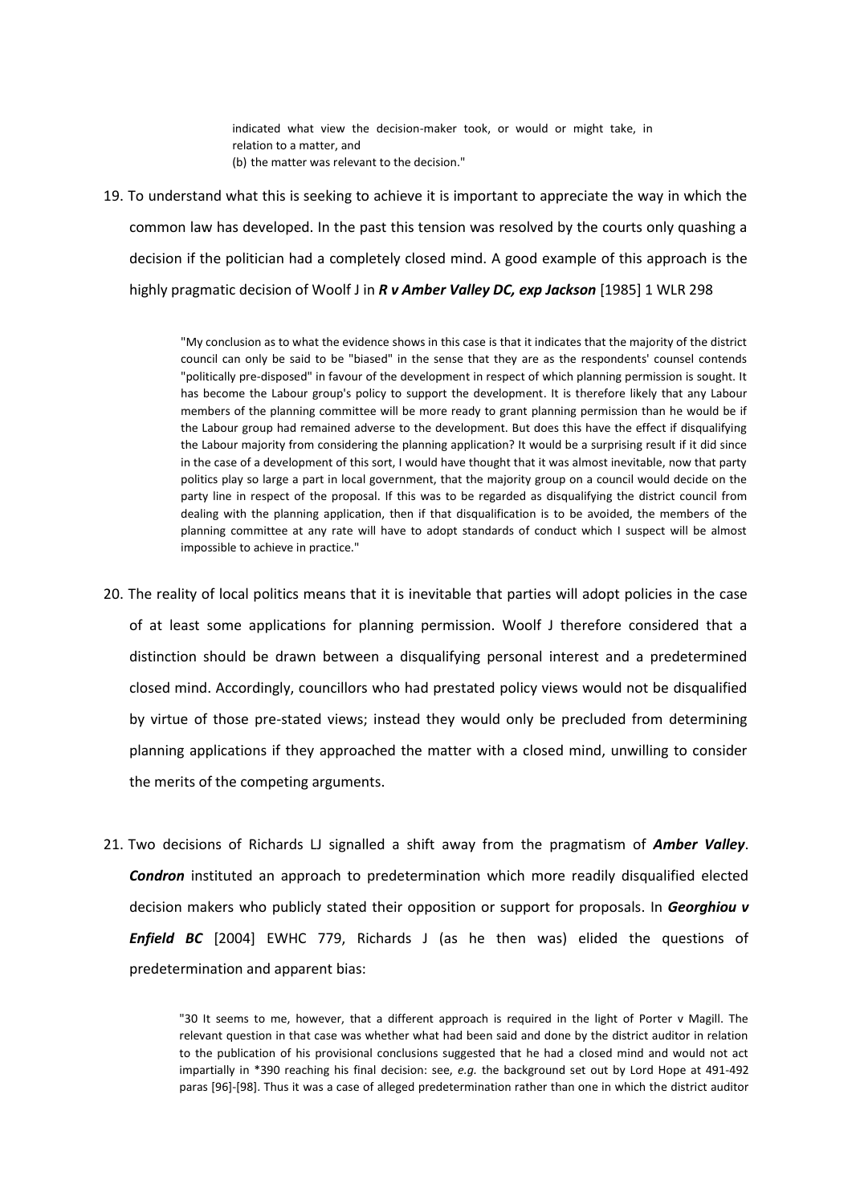> indicated what view the decision-maker took, or would or might take, in relation to a matter, and
> (b) the matter was relevant to the decision."

19. To understand what this is seeking to achieve it is important to appreciate the way in which the common law has developed. In the past this tension was resolved by the courts only quashing a decision if the politician had a completely closed mind. A good example of this approach is the highly pragmatic decision of Woolf J in ***R v Amber Valley DC, exp Jackson*** [1985] 1 WLR 298

> "My conclusion as to what the evidence shows in this case is that it indicates that the majority of the district council can only be said to be "biased" in the sense that they are as the respondents' counsel contends "politically pre-disposed" in favour of the development in respect of which planning permission is sought. It has become the Labour group's policy to support the development. It is therefore likely that any Labour members of the planning committee will be more ready to grant planning permission than he would be if the Labour group had remained adverse to the development. But does this have the effect if disqualifying the Labour majority from considering the planning application? It would be a surprising result if it did since in the case of a development of this sort, I would have thought that it was almost inevitable, now that party politics play so large a part in local government, that the majority group on a council would decide on the party line in respect of the proposal. If this was to be regarded as disqualifying the district council from dealing with the planning application, then if that disqualification is to be avoided, the members of the planning committee at any rate will have to adopt standards of conduct which I suspect will be almost impossible to achieve in practice."

20. The reality of local politics means that it is inevitable that parties will adopt policies in the case of at least some applications for planning permission. Woolf J therefore considered that a distinction should be drawn between a disqualifying personal interest and a predetermined closed mind. Accordingly, councillors who had prestated policy views would not be disqualified by virtue of those pre-stated views; instead they would only be precluded from determining planning applications if they approached the matter with a closed mind, unwilling to consider the merits of the competing arguments.

21. Two decisions of Richards LJ signalled a shift away from the pragmatism of ***Amber Valley***. ***Condron*** instituted an approach to predetermination which more readily disqualified elected decision makers who publicly stated their opposition or support for proposals. In ***Georghiou v Enfield BC*** [2004] EWHC 779, Richards J (as he then was) elided the questions of predetermination and apparent bias:

> "30 It seems to me, however, that a different approach is required in the light of Porter v Magill. The relevant question in that case was whether what had been said and done by the district auditor in relation to the publication of his provisional conclusions suggested that he had a closed mind and would not act impartially in *390 reaching his final decision: see, *e.g.* the background set out by Lord Hope at 491-492 paras [96]-[98]. Thus it was a case of alleged predetermination rather than one in which the district auditor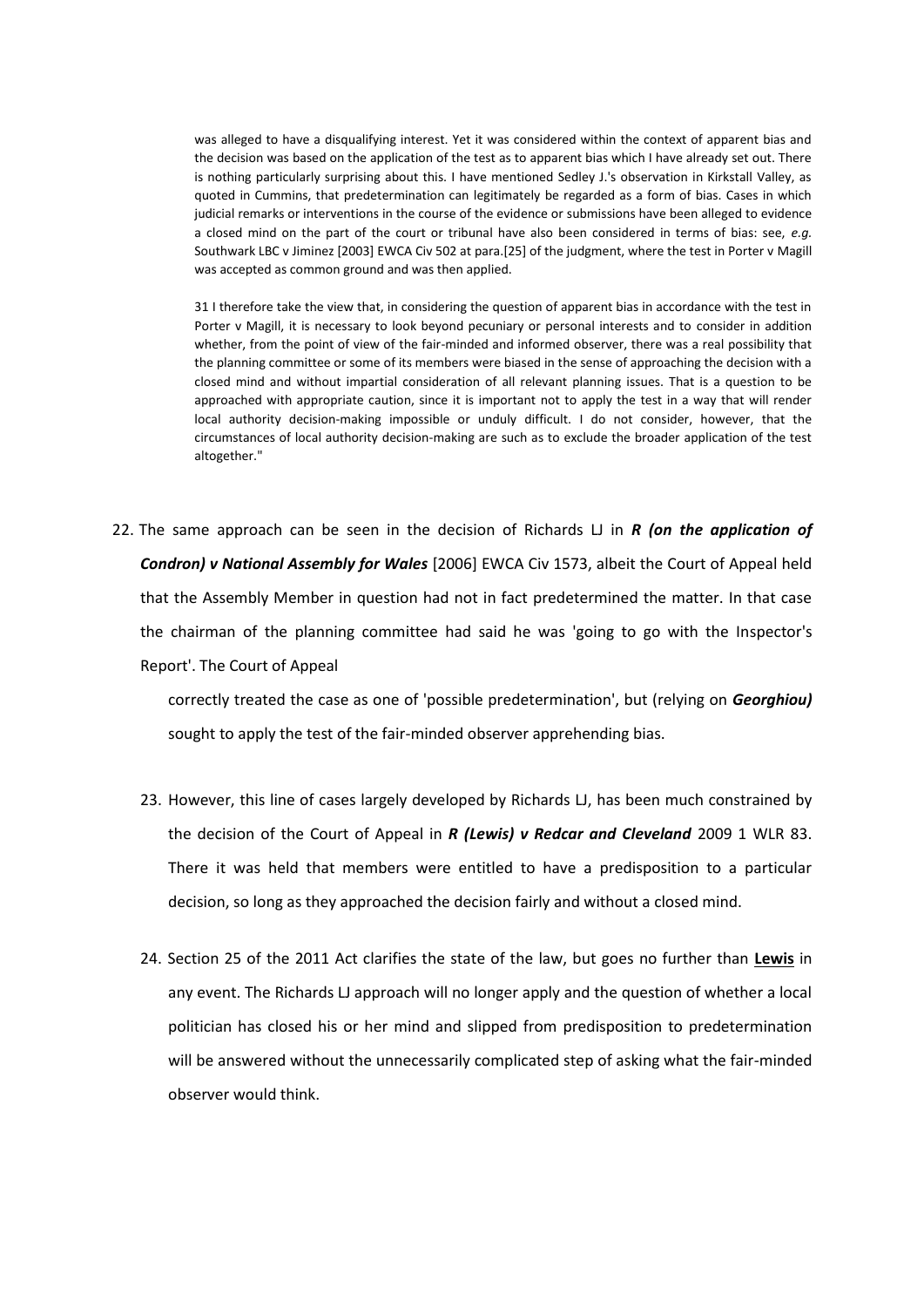was alleged to have a disqualifying interest. Yet it was considered within the context of apparent bias and the decision was based on the application of the test as to apparent bias which I have already set out. There is nothing particularly surprising about this. I have mentioned Sedley J.'s observation in Kirkstall Valley, as quoted in Cummins, that predetermination can legitimately be regarded as a form of bias. Cases in which judicial remarks or interventions in the course of the evidence or submissions have been alleged to evidence a closed mind on the part of the court or tribunal have also been considered in terms of bias: see, *e.g.* Southwark LBC v Jiminez [2003] EWCA Civ 502 at para.[25] of the judgment, where the test in Porter v Magill was accepted as common ground and was then applied.

31 I therefore take the view that, in considering the question of apparent bias in accordance with the test in Porter v Magill, it is necessary to look beyond pecuniary or personal interests and to consider in addition whether, from the point of view of the fair-minded and informed observer, there was a real possibility that the planning committee or some of its members were biased in the sense of approaching the decision with a closed mind and without impartial consideration of all relevant planning issues. That is a question to be approached with appropriate caution, since it is important not to apply the test in a way that will render local authority decision-making impossible or unduly difficult. I do not consider, however, that the circumstances of local authority decision-making are such as to exclude the broader application of the test altogether."

22. The same approach can be seen in the decision of Richards LJ in ***R (on the application of Condron) v National Assembly for Wales*** [2006] EWCA Civ 1573, albeit the Court of Appeal held that the Assembly Member in question had not in fact predetermined the matter. In that case the chairman of the planning committee had said he was 'going to go with the Inspector's Report'. The Court of Appeal correctly treated the case as one of 'possible predetermination', but (relying on ***Georghiou)*** sought to apply the test of the fair-minded observer apprehending bias.

23. However, this line of cases largely developed by Richards LJ, has been much constrained by the decision of the Court of Appeal in ***R (Lewis) v Redcar and Cleveland*** 2009 1 WLR 83. There it was held that members were entitled to have a predisposition to a particular decision, so long as they approached the decision fairly and without a closed mind.

24. Section 25 of the 2011 Act clarifies the state of the law, but goes no further than **Lewis** in any event. The Richards LJ approach will no longer apply and the question of whether a local politician has closed his or her mind and slipped from predisposition to predetermination will be answered without the unnecessarily complicated step of asking what the fair-minded observer would think.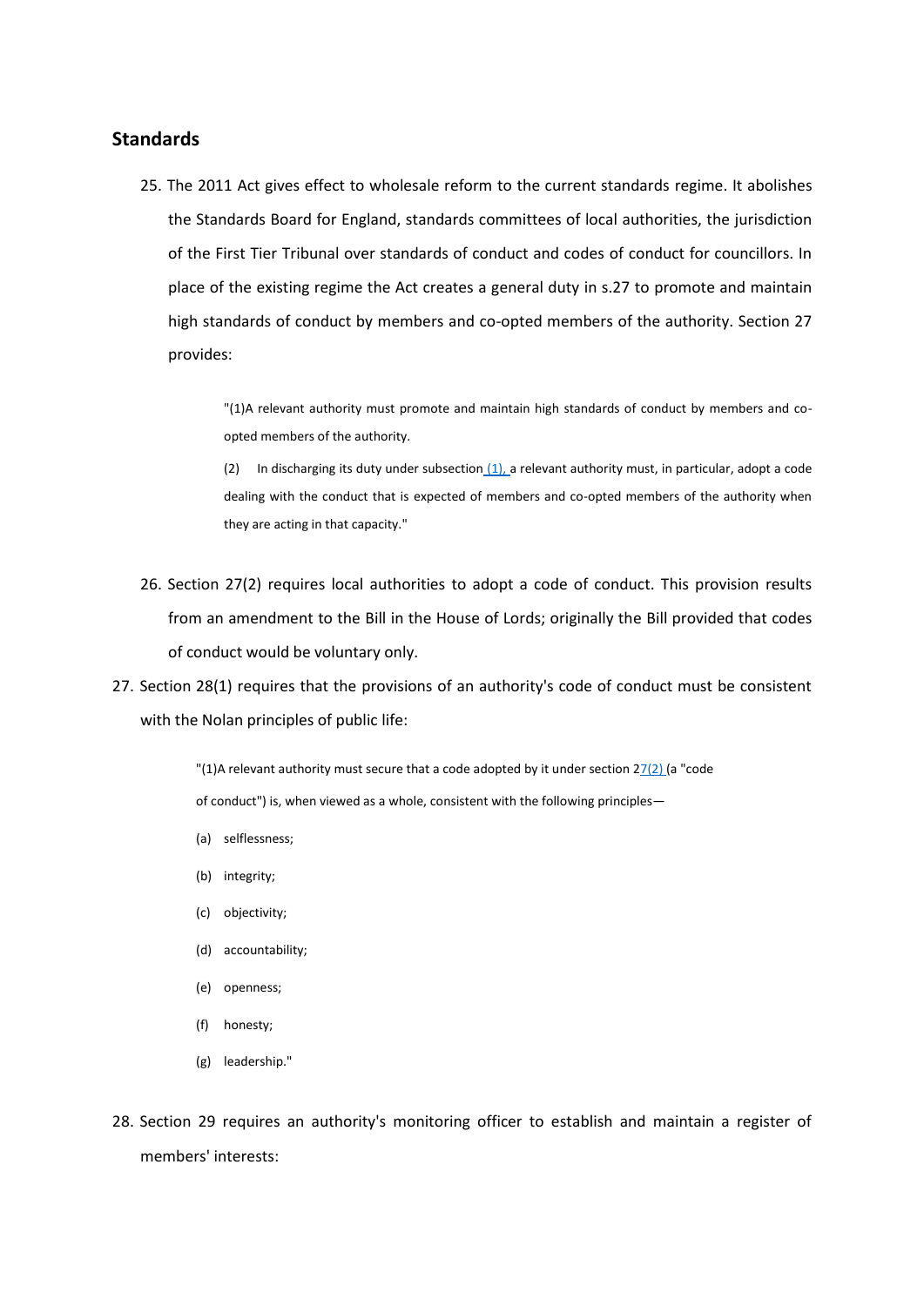## Standards

25. The 2011 Act gives effect to wholesale reform to the current standards regime. It abolishes the Standards Board for England, standards committees of local authorities, the jurisdiction of the First Tier Tribunal over standards of conduct and codes of conduct for councillors. In place of the existing regime the Act creates a general duty in s.27 to promote and maintain high standards of conduct by members and co-opted members of the authority. Section 27 provides:

   > "(1)A relevant authority must promote and maintain high standards of conduct by members and co-opted members of the authority.
   >
   > (2) In discharging its duty under subsection (1), a relevant authority must, in particular, adopt a code dealing with the conduct that is expected of members and co-opted members of the authority when they are acting in that capacity."

26. Section 27(2) requires local authorities to adopt a code of conduct. This provision results from an amendment to the Bill in the House of Lords; originally the Bill provided that codes of conduct would be voluntary only.

27. Section 28(1) requires that the provisions of an authority's code of conduct must be consistent with the Nolan principles of public life:

   > "(1)A relevant authority must secure that a code adopted by it under section 27(2) (a "code of conduct") is, when viewed as a whole, consistent with the following principles—
   >
   > (a) selflessness;
   >
   > (b) integrity;
   >
   > (c) objectivity;
   >
   > (d) accountability;
   >
   > (e) openness;
   >
   > (f) honesty;
   >
   > (g) leadership."

28. Section 29 requires an authority's monitoring officer to establish and maintain a register of members' interests: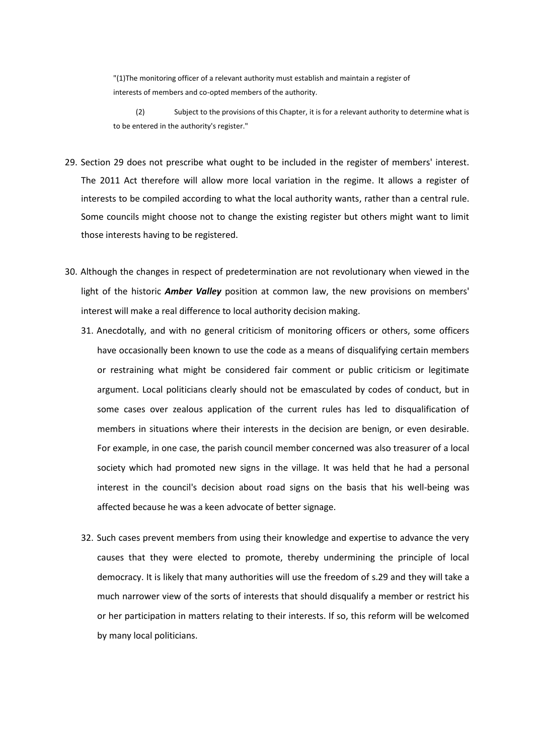"(1)The monitoring officer of a relevant authority must establish and maintain a register of interests of members and co-opted members of the authority.

(2) Subject to the provisions of this Chapter, it is for a relevant authority to determine what is to be entered in the authority's register."

29. Section 29 does not prescribe what ought to be included in the register of members' interest. The 2011 Act therefore will allow more local variation in the regime. It allows a register of interests to be compiled according to what the local authority wants, rather than a central rule. Some councils might choose not to change the existing register but others might want to limit those interests having to be registered.

30. Although the changes in respect of predetermination are not revolutionary when viewed in the light of the historic ***Amber Valley*** position at common law, the new provisions on members' interest will make a real difference to local authority decision making.

31. Anecdotally, and with no general criticism of monitoring officers or others, some officers have occasionally been known to use the code as a means of disqualifying certain members or restraining what might be considered fair comment or public criticism or legitimate argument. Local politicians clearly should not be emasculated by codes of conduct, but in some cases over zealous application of the current rules has led to disqualification of members in situations where their interests in the decision are benign, or even desirable. For example, in one case, the parish council member concerned was also treasurer of a local society which had promoted new signs in the village. It was held that he had a personal interest in the council's decision about road signs on the basis that his well-being was affected because he was a keen advocate of better signage.

32. Such cases prevent members from using their knowledge and expertise to advance the very causes that they were elected to promote, thereby undermining the principle of local democracy. It is likely that many authorities will use the freedom of s.29 and they will take a much narrower view of the sorts of interests that should disqualify a member or restrict his or her participation in matters relating to their interests. If so, this reform will be welcomed by many local politicians.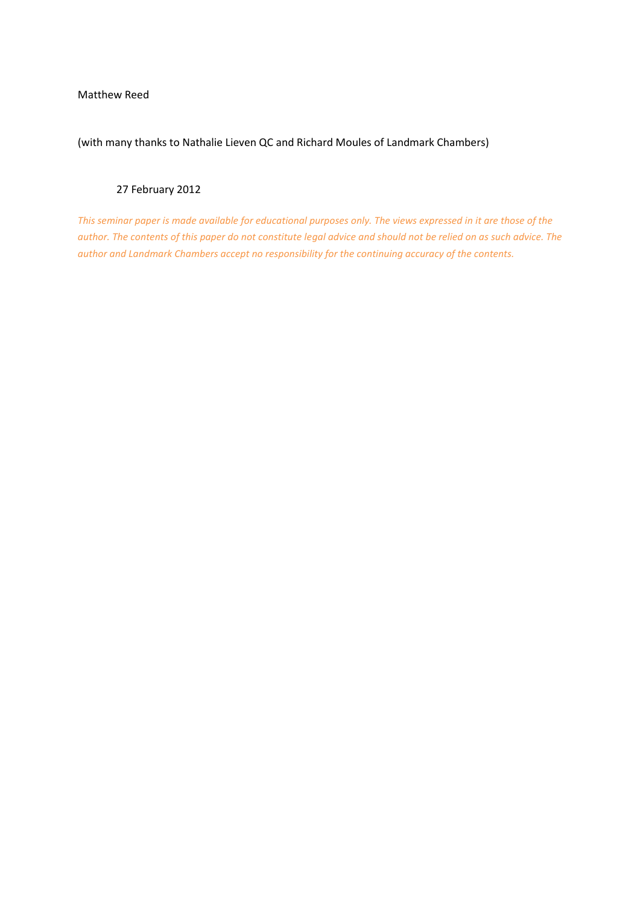Matthew Reed

(with many thanks to Nathalie Lieven QC and Richard Moules of Landmark Chambers)

27 February 2012

*This seminar paper is made available for educational purposes only. The views expressed in it are those of the author. The contents of this paper do not constitute legal advice and should not be relied on as such advice. The author and Landmark Chambers accept no responsibility for the continuing accuracy of the contents.*